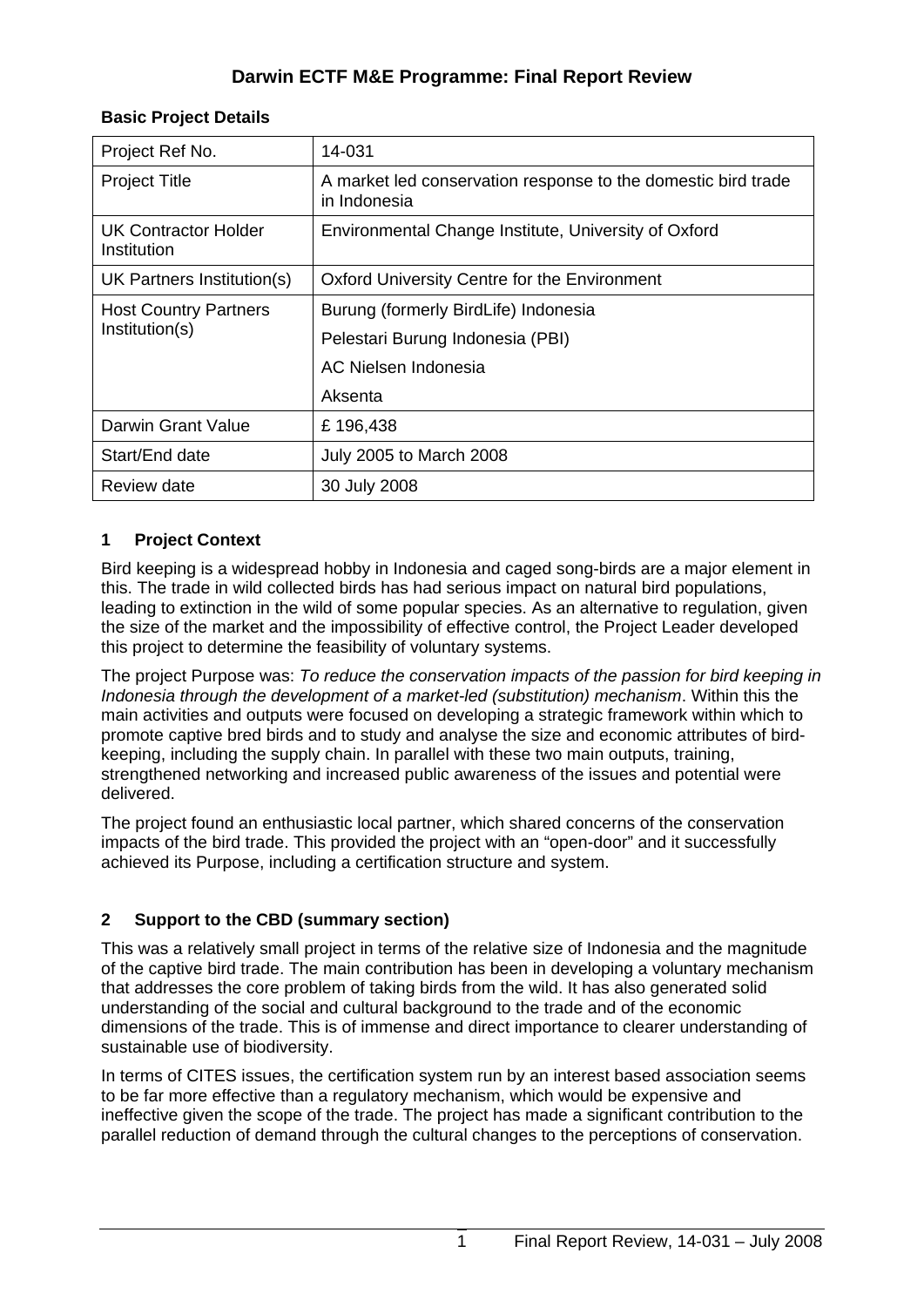# Darwin ECTF M&E Programme: Final Report Review

**Basic Project Details**

| Project Ref No. | 14-031 |
|---|---|
| Project Title | A market led conservation response to the domestic bird trade in Indonesia |
| UK Contractor Holder Institution | Environmental Change Institute, University of Oxford |
| UK Partners Institution(s) | Oxford University Centre for the Environment |
| Host Country Partners Institution(s) | Burung (formerly BirdLife) Indonesia<br>Pelestari Burung Indonesia (PBI)<br>AC Nielsen Indonesia<br>Aksenta |
| Darwin Grant Value | £ 196,438 |
| Start/End date | July 2005 to March 2008 |
| Review date | 30 July 2008 |

## 1 Project Context

Bird keeping is a widespread hobby in Indonesia and caged song-birds are a major element in this. The trade in wild collected birds has had serious impact on natural bird populations, leading to extinction in the wild of some popular species. As an alternative to regulation, given the size of the market and the impossibility of effective control, the Project Leader developed this project to determine the feasibility of voluntary systems.

The project Purpose was: *To reduce the conservation impacts of the passion for bird keeping in Indonesia through the development of a market-led (substitution) mechanism*. Within this the main activities and outputs were focused on developing a strategic framework within which to promote captive bred birds and to study and analyse the size and economic attributes of bird-keeping, including the supply chain. In parallel with these two main outputs, training, strengthened networking and increased public awareness of the issues and potential were delivered.

The project found an enthusiastic local partner, which shared concerns of the conservation impacts of the bird trade. This provided the project with an "open-door" and it successfully achieved its Purpose, including a certification structure and system.

## 2 Support to the CBD (summary section)

This was a relatively small project in terms of the relative size of Indonesia and the magnitude of the captive bird trade. The main contribution has been in developing a voluntary mechanism that addresses the core problem of taking birds from the wild. It has also generated solid understanding of the social and cultural background to the trade and of the economic dimensions of the trade. This is of immense and direct importance to clearer understanding of sustainable use of biodiversity.

In terms of CITES issues, the certification system run by an interest based association seems to be far more effective than a regulatory mechanism, which would be expensive and ineffective given the scope of the trade. The project has made a significant contribution to the parallel reduction of demand through the cultural changes to the perceptions of conservation.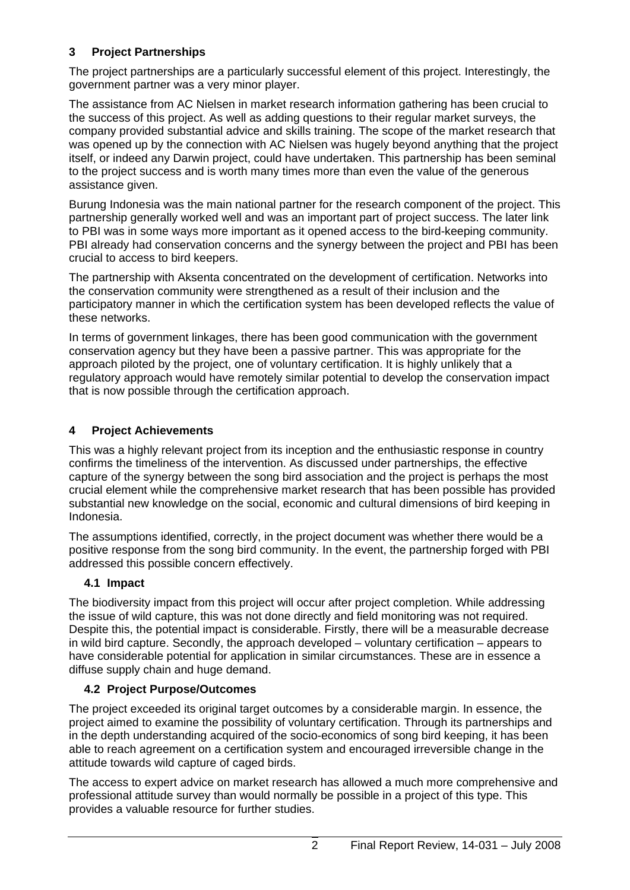## 3 Project Partnerships

The project partnerships are a particularly successful element of this project. Interestingly, the government partner was a very minor player.

The assistance from AC Nielsen in market research information gathering has been crucial to the success of this project. As well as adding questions to their regular market surveys, the company provided substantial advice and skills training. The scope of the market research that was opened up by the connection with AC Nielsen was hugely beyond anything that the project itself, or indeed any Darwin project, could have undertaken. This partnership has been seminal to the project success and is worth many times more than even the value of the generous assistance given.

Burung Indonesia was the main national partner for the research component of the project. This partnership generally worked well and was an important part of project success. The later link to PBI was in some ways more important as it opened access to the bird-keeping community. PBI already had conservation concerns and the synergy between the project and PBI has been crucial to access to bird keepers.

The partnership with Aksenta concentrated on the development of certification. Networks into the conservation community were strengthened as a result of their inclusion and the participatory manner in which the certification system has been developed reflects the value of these networks.

In terms of government linkages, there has been good communication with the government conservation agency but they have been a passive partner. This was appropriate for the approach piloted by the project, one of voluntary certification. It is highly unlikely that a regulatory approach would have remotely similar potential to develop the conservation impact that is now possible through the certification approach.

## 4 Project Achievements

This was a highly relevant project from its inception and the enthusiastic response in country confirms the timeliness of the intervention. As discussed under partnerships, the effective capture of the synergy between the song bird association and the project is perhaps the most crucial element while the comprehensive market research that has been possible has provided substantial new knowledge on the social, economic and cultural dimensions of bird keeping in Indonesia.

The assumptions identified, correctly, in the project document was whether there would be a positive response from the song bird community. In the event, the partnership forged with PBI addressed this possible concern effectively.

### 4.1 Impact

The biodiversity impact from this project will occur after project completion. While addressing the issue of wild capture, this was not done directly and field monitoring was not required. Despite this, the potential impact is considerable. Firstly, there will be a measurable decrease in wild bird capture. Secondly, the approach developed – voluntary certification – appears to have considerable potential for application in similar circumstances. These are in essence a diffuse supply chain and huge demand.

### 4.2 Project Purpose/Outcomes

The project exceeded its original target outcomes by a considerable margin. In essence, the project aimed to examine the possibility of voluntary certification. Through its partnerships and in the depth understanding acquired of the socio-economics of song bird keeping, it has been able to reach agreement on a certification system and encouraged irreversible change in the attitude towards wild capture of caged birds.

The access to expert advice on market research has allowed a much more comprehensive and professional attitude survey than would normally be possible in a project of this type. This provides a valuable resource for further studies.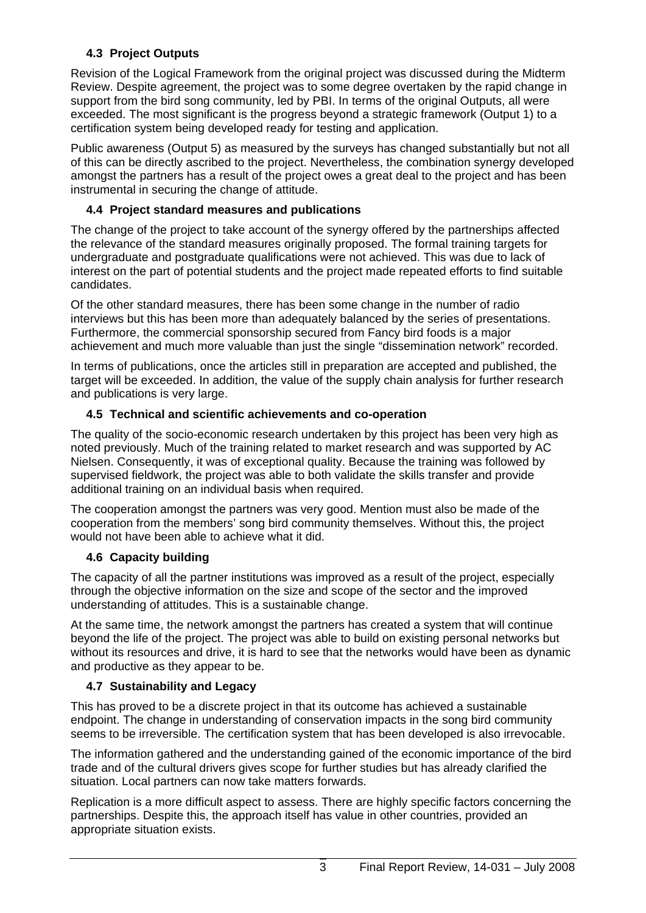### 4.3 Project Outputs

Revision of the Logical Framework from the original project was discussed during the Midterm Review. Despite agreement, the project was to some degree overtaken by the rapid change in support from the bird song community, led by PBI. In terms of the original Outputs, all were exceeded. The most significant is the progress beyond a strategic framework (Output 1) to a certification system being developed ready for testing and application.

Public awareness (Output 5) as measured by the surveys has changed substantially but not all of this can be directly ascribed to the project. Nevertheless, the combination synergy developed amongst the partners has a result of the project owes a great deal to the project and has been instrumental in securing the change of attitude.

### 4.4 Project standard measures and publications

The change of the project to take account of the synergy offered by the partnerships affected the relevance of the standard measures originally proposed. The formal training targets for undergraduate and postgraduate qualifications were not achieved. This was due to lack of interest on the part of potential students and the project made repeated efforts to find suitable candidates.

Of the other standard measures, there has been some change in the number of radio interviews but this has been more than adequately balanced by the series of presentations. Furthermore, the commercial sponsorship secured from Fancy bird foods is a major achievement and much more valuable than just the single "dissemination network" recorded.

In terms of publications, once the articles still in preparation are accepted and published, the target will be exceeded. In addition, the value of the supply chain analysis for further research and publications is very large.

### 4.5 Technical and scientific achievements and co-operation

The quality of the socio-economic research undertaken by this project has been very high as noted previously. Much of the training related to market research and was supported by AC Nielsen. Consequently, it was of exceptional quality. Because the training was followed by supervised fieldwork, the project was able to both validate the skills transfer and provide additional training on an individual basis when required.

The cooperation amongst the partners was very good. Mention must also be made of the cooperation from the members' song bird community themselves. Without this, the project would not have been able to achieve what it did.

### 4.6 Capacity building

The capacity of all the partner institutions was improved as a result of the project, especially through the objective information on the size and scope of the sector and the improved understanding of attitudes. This is a sustainable change.

At the same time, the network amongst the partners has created a system that will continue beyond the life of the project. The project was able to build on existing personal networks but without its resources and drive, it is hard to see that the networks would have been as dynamic and productive as they appear to be.

### 4.7 Sustainability and Legacy

This has proved to be a discrete project in that its outcome has achieved a sustainable endpoint. The change in understanding of conservation impacts in the song bird community seems to be irreversible. The certification system that has been developed is also irrevocable.

The information gathered and the understanding gained of the economic importance of the bird trade and of the cultural drivers gives scope for further studies but has already clarified the situation. Local partners can now take matters forwards.

Replication is a more difficult aspect to assess. There are highly specific factors concerning the partnerships. Despite this, the approach itself has value in other countries, provided an appropriate situation exists.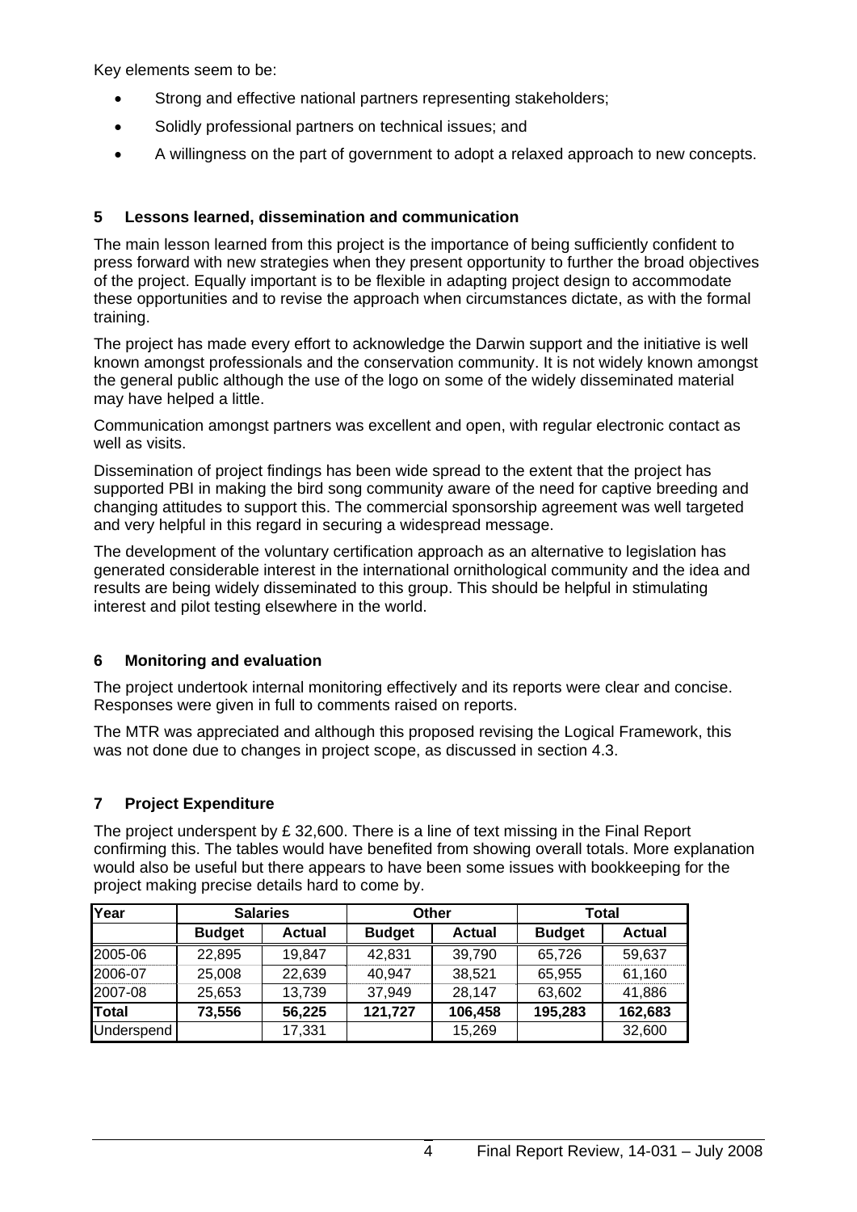Key elements seem to be:

- Strong and effective national partners representing stakeholders;
- Solidly professional partners on technical issues; and
- A willingness on the part of government to adopt a relaxed approach to new concepts.

## 5 Lessons learned, dissemination and communication

The main lesson learned from this project is the importance of being sufficiently confident to press forward with new strategies when they present opportunity to further the broad objectives of the project. Equally important is to be flexible in adapting project design to accommodate these opportunities and to revise the approach when circumstances dictate, as with the formal training.

The project has made every effort to acknowledge the Darwin support and the initiative is well known amongst professionals and the conservation community. It is not widely known amongst the general public although the use of the logo on some of the widely disseminated material may have helped a little.

Communication amongst partners was excellent and open, with regular electronic contact as well as visits.

Dissemination of project findings has been wide spread to the extent that the project has supported PBI in making the bird song community aware of the need for captive breeding and changing attitudes to support this. The commercial sponsorship agreement was well targeted and very helpful in this regard in securing a widespread message.

The development of the voluntary certification approach as an alternative to legislation has generated considerable interest in the international ornithological community and the idea and results are being widely disseminated to this group. This should be helpful in stimulating interest and pilot testing elsewhere in the world.

## 6 Monitoring and evaluation

The project undertook internal monitoring effectively and its reports were clear and concise. Responses were given in full to comments raised on reports.

The MTR was appreciated and although this proposed revising the Logical Framework, this was not done due to changes in project scope, as discussed in section 4.3.

## 7 Project Expenditure

The project underspent by £ 32,600. There is a line of text missing in the Final Report confirming this. The tables would have benefited from showing overall totals. More explanation would also be useful but there appears to have been some issues with bookkeeping for the project making precise details hard to come by.

| Year | Salaries | | Other | | Total | |
|---|---|---|---|---|---|---|
| | **Budget** | **Actual** | **Budget** | **Actual** | **Budget** | **Actual** |
| 2005-06 | 22,895 | 19,847 | 42,831 | 39,790 | 65,726 | 59,637 |
| 2006-07 | 25,008 | 22,639 | 40,947 | 38,521 | 65,955 | 61,160 |
| 2007-08 | 25,653 | 13,739 | 37,949 | 28,147 | 63,602 | 41,886 |
| **Total** | **73,556** | **56,225** | **121,727** | **106,458** | **195,283** | **162,683** |
| Underspend | | 17,331 | | 15,269 | | 32,600 |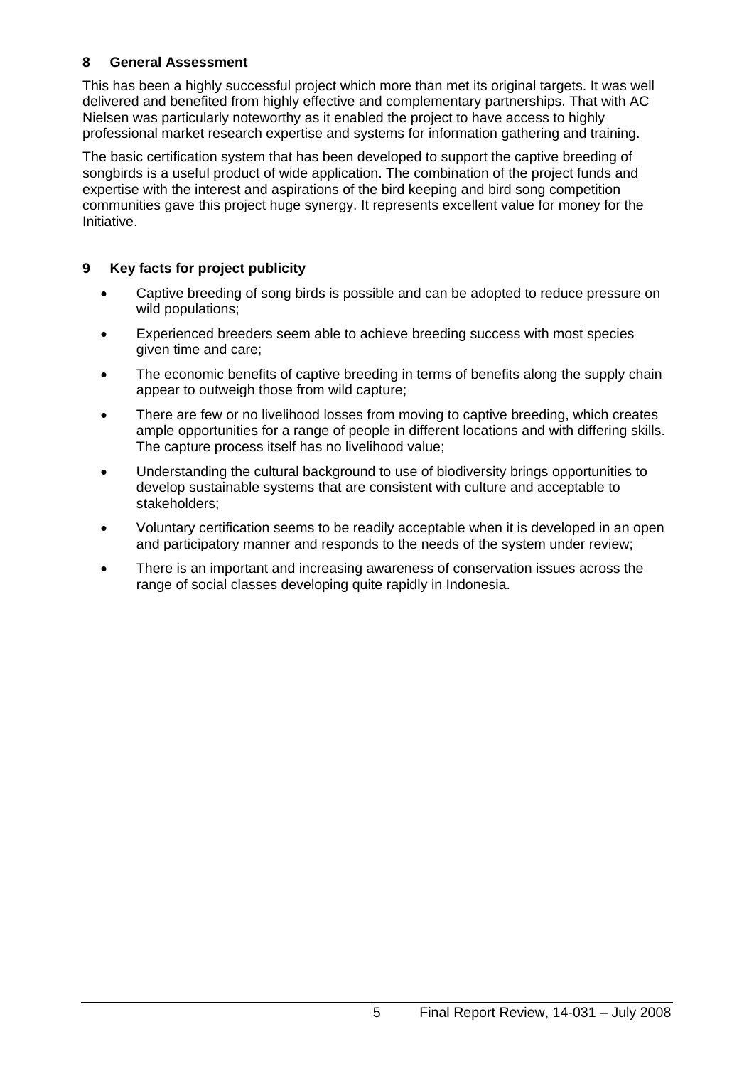## 8 General Assessment

This has been a highly successful project which more than met its original targets. It was well delivered and benefited from highly effective and complementary partnerships. That with AC Nielsen was particularly noteworthy as it enabled the project to have access to highly professional market research expertise and systems for information gathering and training.

The basic certification system that has been developed to support the captive breeding of songbirds is a useful product of wide application. The combination of the project funds and expertise with the interest and aspirations of the bird keeping and bird song competition communities gave this project huge synergy. It represents excellent value for money for the Initiative.

## 9 Key facts for project publicity

- Captive breeding of song birds is possible and can be adopted to reduce pressure on wild populations;
- Experienced breeders seem able to achieve breeding success with most species given time and care;
- The economic benefits of captive breeding in terms of benefits along the supply chain appear to outweigh those from wild capture;
- There are few or no livelihood losses from moving to captive breeding, which creates ample opportunities for a range of people in different locations and with differing skills. The capture process itself has no livelihood value;
- Understanding the cultural background to use of biodiversity brings opportunities to develop sustainable systems that are consistent with culture and acceptable to stakeholders;
- Voluntary certification seems to be readily acceptable when it is developed in an open and participatory manner and responds to the needs of the system under review;
- There is an important and increasing awareness of conservation issues across the range of social classes developing quite rapidly in Indonesia.